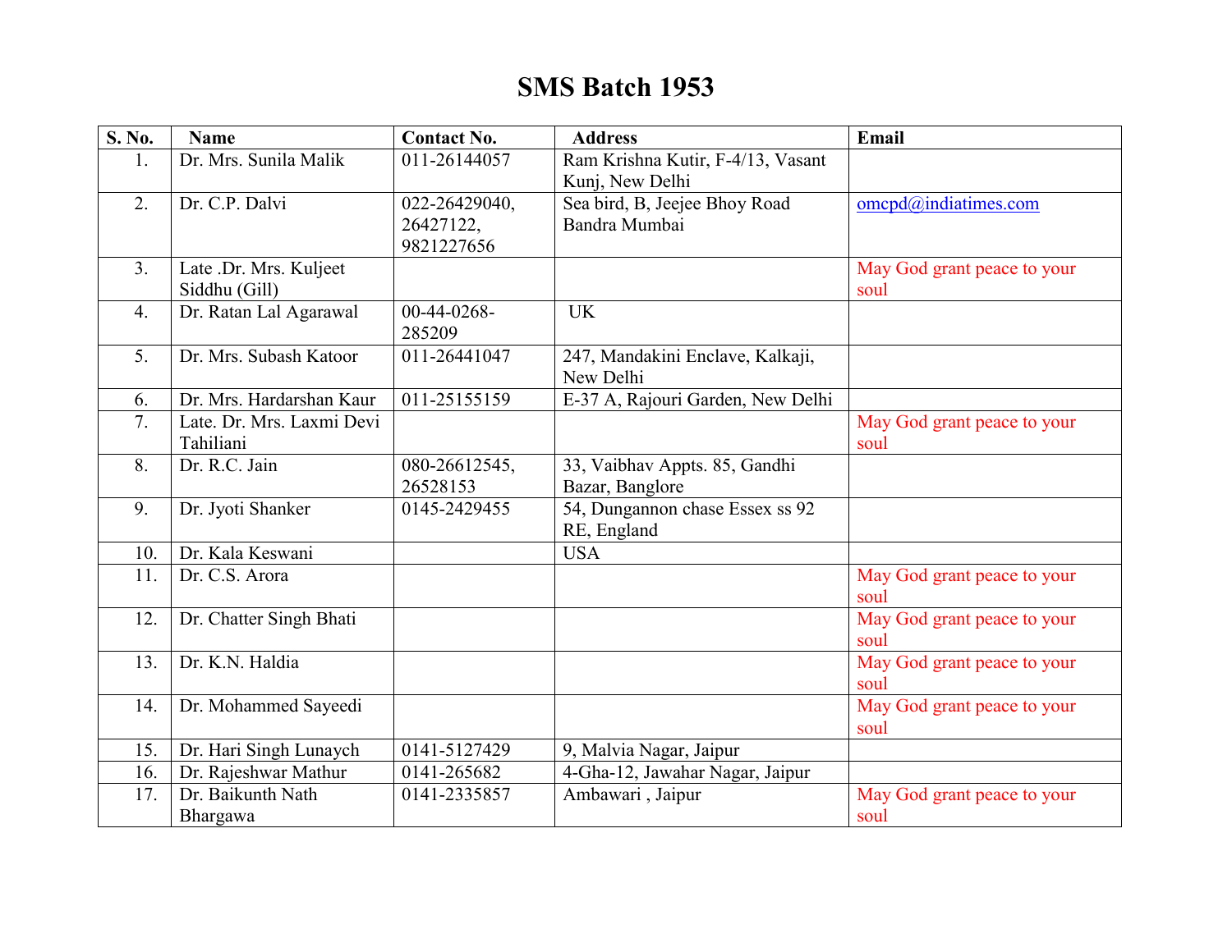# SMS Batch 1953

| S. No. | Name | Contact No. | Address | Email |
|---|---|---|---|---|
| 1. | Dr. Mrs. Sunila Malik | 011-26144057 | Ram Krishna Kutir, F-4/13, Vasant Kunj, New Delhi | |
| 2. | Dr. C.P. Dalvi | 022-26429040, 26427122, 9821227656 | Sea bird, B, Jeejee Bhoy Road Bandra Mumbai | omcpd@indiatimes.com |
| 3. | Late .Dr. Mrs. Kuljeet Siddhu (Gill) | | | May God grant peace to your soul |
| 4. | Dr. Ratan Lal Agarawal | 00-44-0268-285209 | UK | |
| 5. | Dr. Mrs. Subash Katoor | 011-26441047 | 247, Mandakini Enclave, Kalkaji, New Delhi | |
| 6. | Dr. Mrs. Hardarshan Kaur | 011-25155159 | E-37 A, Rajouri Garden, New Delhi | |
| 7. | Late. Dr. Mrs. Laxmi Devi Tahiliani | | | May God grant peace to your soul |
| 8. | Dr. R.C. Jain | 080-26612545, 26528153 | 33, Vaibhav Appts. 85, Gandhi Bazar, Banglore | |
| 9. | Dr. Jyoti Shanker | 0145-2429455 | 54, Dungannon chase Essex ss 92 RE, England | |
| 10. | Dr. Kala Keswani | | USA | |
| 11. | Dr. C.S. Arora | | | May God grant peace to your soul |
| 12. | Dr. Chatter Singh Bhati | | | May God grant peace to your soul |
| 13. | Dr. K.N. Haldia | | | May God grant peace to your soul |
| 14. | Dr. Mohammed Sayeedi | | | May God grant peace to your soul |
| 15. | Dr. Hari Singh Lunaych | 0141-5127429 | 9, Malvia Nagar, Jaipur | |
| 16. | Dr. Rajeshwar Mathur | 0141-265682 | 4-Gha-12, Jawahar Nagar, Jaipur | |
| 17. | Dr. Baikunth Nath Bhargawa | 0141-2335857 | Ambawari , Jaipur | May God grant peace to your soul |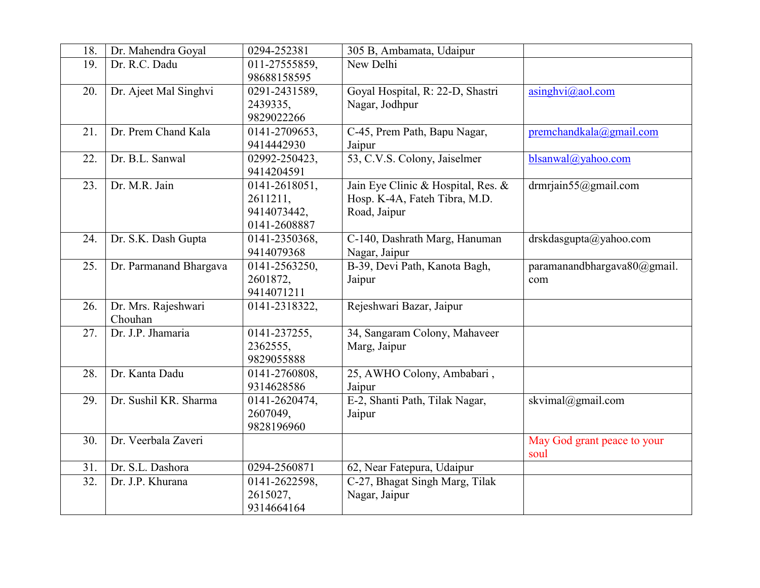| 18. | Dr. Mahendra Goyal | 0294-252381 | 305 B, Ambamata, Udaipur | |
|---|---|---|---|---|
| 19. | Dr. R.C. Dadu | 011-27555859, 98688158595 | New Delhi | |
| 20. | Dr. Ajeet Mal Singhvi | 0291-2431589, 2439335, 9829022266 | Goyal Hospital, R: 22-D, Shastri Nagar, Jodhpur | asinghvi@aol.com |
| 21. | Dr. Prem Chand Kala | 0141-2709653, 9414442930 | C-45, Prem Path, Bapu Nagar, Jaipur | premchandkala@gmail.com |
| 22. | Dr. B.L. Sanwal | 02992-250423, 9414204591 | 53, C.V.S. Colony, Jaiselmer | blsanwal@yahoo.com |
| 23. | Dr. M.R. Jain | 0141-2618051, 2611211, 9414073442, 0141-2608887 | Jain Eye Clinic & Hospital, Res. & Hosp. K-4A, Fateh Tibra, M.D. Road, Jaipur | drmrjain55@gmail.com |
| 24. | Dr. S.K. Dash Gupta | 0141-2350368, 9414079368 | C-140, Dashrath Marg, Hanuman Nagar, Jaipur | drskdasgupta@yahoo.com |
| 25. | Dr. Parmanand Bhargava | 0141-2563250, 2601872, 9414071211 | B-39, Devi Path, Kanota Bagh, Jaipur | paramanandbhargava80@gmail.com |
| 26. | Dr. Mrs. Rajeshwari Chouhan | 0141-2318322, | Rejeshwari Bazar, Jaipur | |
| 27. | Dr. J.P. Jhamaria | 0141-237255, 2362555, 9829055888 | 34, Sangaram Colony, Mahaveer Marg, Jaipur | |
| 28. | Dr. Kanta Dadu | 0141-2760808, 9314628586 | 25, AWHO Colony, Ambabari , Jaipur | |
| 29. | Dr. Sushil KR. Sharma | 0141-2620474, 2607049, 9828196960 | E-2, Shanti Path, Tilak Nagar, Jaipur | skvimal@gmail.com |
| 30. | Dr. Veerbala Zaveri | | | May God grant peace to your soul |
| 31. | Dr. S.L. Dashora | 0294-2560871 | 62, Near Fatepura, Udaipur | |
| 32. | Dr. J.P. Khurana | 0141-2622598, 2615027, 9314664164 | C-27, Bhagat Singh Marg, Tilak Nagar, Jaipur | |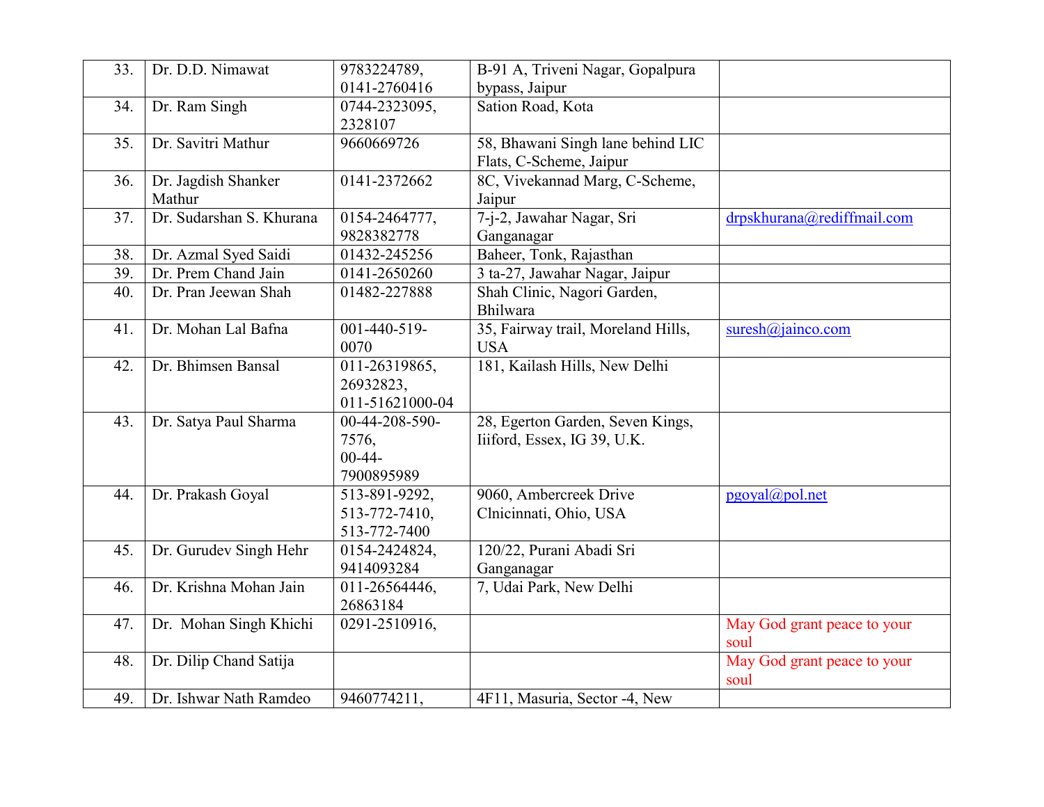| 33. | Dr. D.D. Nimawat | 9783224789, 0141-2760416 | B-91 A, Triveni Nagar, Gopalpura bypass, Jaipur | |
|---|---|---|---|---|
| 34. | Dr. Ram Singh | 0744-2323095, 2328107 | Sation Road, Kota | |
| 35. | Dr. Savitri Mathur | 9660669726 | 58, Bhawani Singh lane behind LIC Flats, C-Scheme, Jaipur | |
| 36. | Dr. Jagdish Shanker Mathur | 0141-2372662 | 8C, Vivekannad Marg, C-Scheme, Jaipur | |
| 37. | Dr. Sudarshan S. Khurana | 0154-2464777, 9828382778 | 7-j-2, Jawahar Nagar, Sri Ganganagar | drpskhurana@rediffmail.com |
| 38. | Dr. Azmal Syed Saidi | 01432-245256 | Baheer, Tonk, Rajasthan | |
| 39. | Dr. Prem Chand Jain | 0141-2650260 | 3 ta-27, Jawahar Nagar, Jaipur | |
| 40. | Dr. Pran Jeewan Shah | 01482-227888 | Shah Clinic, Nagori Garden, Bhilwara | |
| 41. | Dr. Mohan Lal Bafna | 001-440-519-0070 | 35, Fairway trail, Moreland Hills, USA | suresh@jainco.com |
| 42. | Dr. Bhimsen Bansal | 011-26319865, 26932823, 011-51621000-04 | 181, Kailash Hills, New Delhi | |
| 43. | Dr. Satya Paul Sharma | 00-44-208-590-7576, 00-44-7900895989 | 28, Egerton Garden, Seven Kings, Iiiford, Essex, IG 39, U.K. | |
| 44. | Dr. Prakash Goyal | 513-891-9292, 513-772-7410, 513-772-7400 | 9060, Ambercreek Drive Clnicinnati, Ohio, USA | pgoyal@pol.net |
| 45. | Dr. Gurudev Singh Hehr | 0154-2424824, 9414093284 | 120/22, Purani Abadi Sri Ganganagar | |
| 46. | Dr. Krishna Mohan Jain | 011-26564446, 26863184 | 7, Udai Park, New Delhi | |
| 47. | Dr. Mohan Singh Khichi | 0291-2510916, | | May God grant peace to your soul |
| 48. | Dr. Dilip Chand Satija | | | May God grant peace to your soul |
| 49. | Dr. Ishwar Nath Ramdeo | 9460774211, | 4F11, Masuria, Sector -4, New | |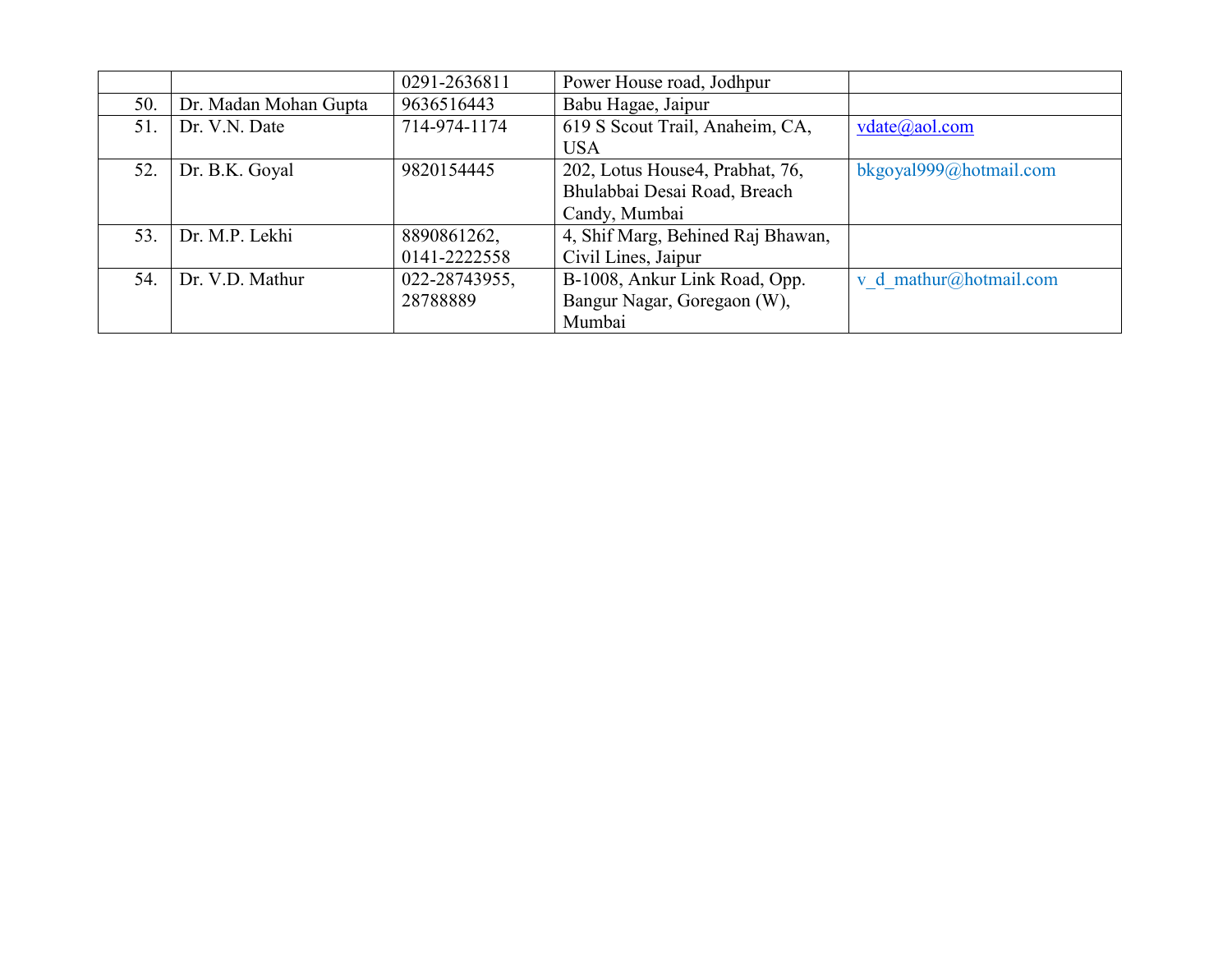| | | | | |
|---|---|---|---|---|
| | | 0291-2636811 | Power House road, Jodhpur | |
| 50. | Dr. Madan Mohan Gupta | 9636516443 | Babu Hagae, Jaipur | |
| 51. | Dr. V.N. Date | 714-974-1174 | 619 S Scout Trail, Anaheim, CA, USA | vdate@aol.com |
| 52. | Dr. B.K. Goyal | 9820154445 | 202, Lotus House4, Prabhat, 76, Bhulabbai Desai Road, Breach Candy, Mumbai | bkgoyal999@hotmail.com |
| 53. | Dr. M.P. Lekhi | 8890861262, 0141-2222558 | 4, Shif Marg, Behined Raj Bhawan, Civil Lines, Jaipur | |
| 54. | Dr. V.D. Mathur | 022-28743955, 28788889 | B-1008, Ankur Link Road, Opp. Bangur Nagar, Goregaon (W), Mumbai | v_d_mathur@hotmail.com |